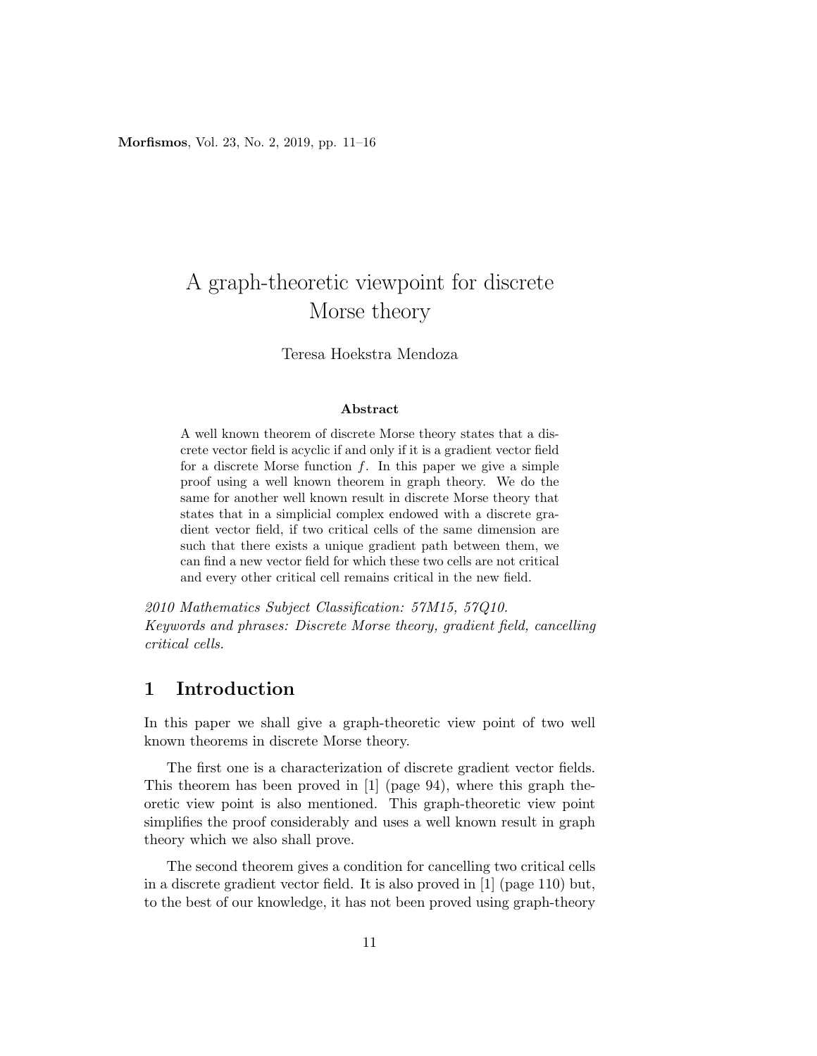# A graph-theoretic viewpoint for discrete Morse theory

Teresa Hoekstra Mendoza

### Abstract

A well known theorem of discrete Morse theory states that a discrete vector field is acyclic if and only if it is a gradient vector field for a discrete Morse function $f$. In this paper we give a simple proof using a well known theorem in graph theory. We do the same for another well known result in discrete Morse theory that states that in a simplicial complex endowed with a discrete gradient vector field, if two critical cells of the same dimension are such that there exists a unique gradient path between them, we can find a new vector field for which these two cells are not critical and every other critical cell remains critical in the new field.

*2010 Mathematics Subject Classification: 57M15, 57Q10.*
*Keywords and phrases: Discrete Morse theory, gradient field, cancelling critical cells.*

## 1 Introduction

In this paper we shall give a graph-theoretic view point of two well known theorems in discrete Morse theory.

The first one is a characterization of discrete gradient vector fields. This theorem has been proved in [1] (page 94), where this graph theoretic view point is also mentioned. This graph-theoretic view point simplifies the proof considerably and uses a well known result in graph theory which we also shall prove.

The second theorem gives a condition for cancelling two critical cells in a discrete gradient vector field. It is also proved in [1] (page 110) but, to the best of our knowledge, it has not been proved using graph-theory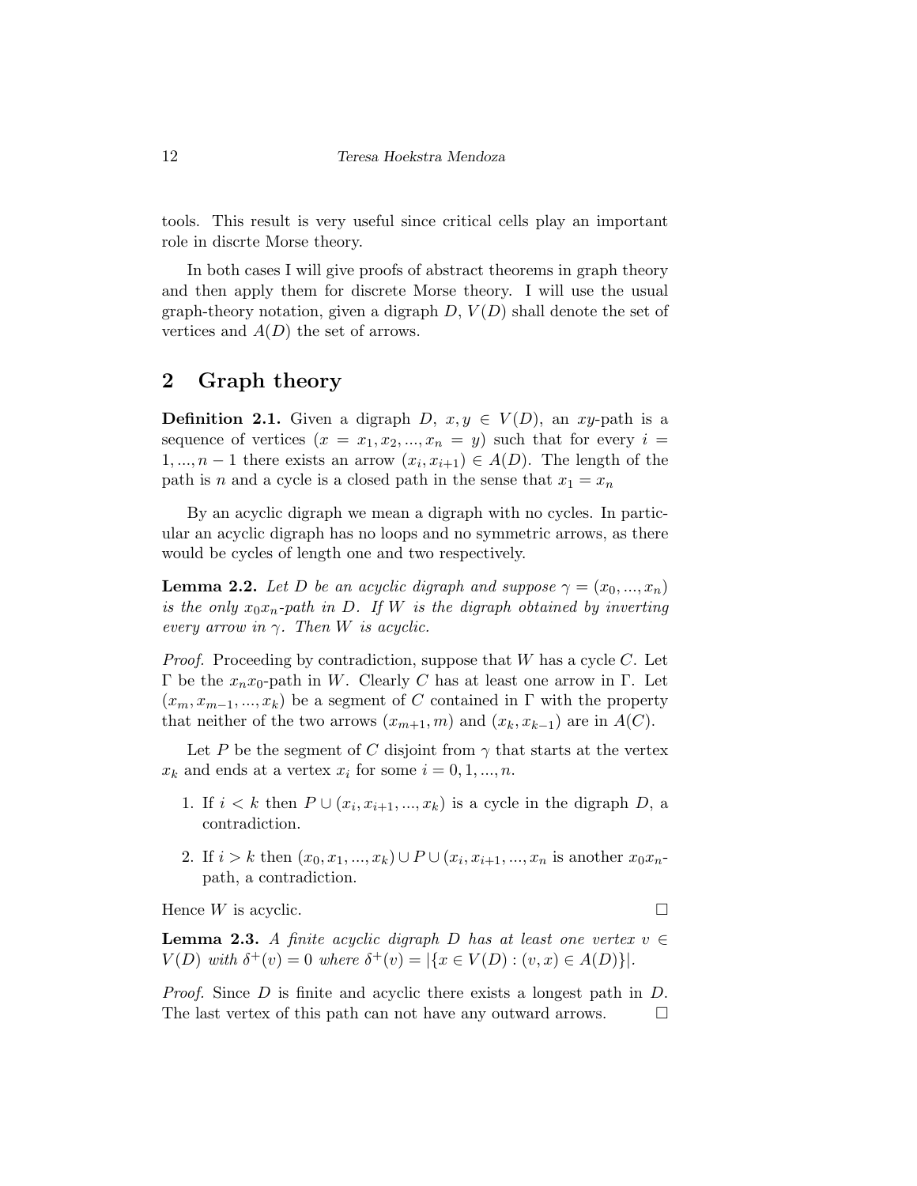tools. This result is very useful since critical cells play an important role in discrte Morse theory.

In both cases I will give proofs of abstract theorems in graph theory and then apply them for discrete Morse theory. I will use the usual graph-theory notation, given a digraph $D$, $V(D)$ shall denote the set of vertices and $A(D)$ the set of arrows.

## 2 Graph theory

**Definition 2.1.** Given a digraph $D$, $x, y \in V(D)$, an $xy$-path is a sequence of vertices $(x = x_1, x_2, ..., x_n = y)$ such that for every $i = 1, ..., n-1$ there exists an arrow $(x_i, x_{i+1}) \in A(D)$. The length of the path is $n$ and a cycle is a closed path in the sense that $x_1 = x_n$

By an acyclic digraph we mean a digraph with no cycles. In particular an acyclic digraph has no loops and no symmetric arrows, as there would be cycles of length one and two respectively.

**Lemma 2.2.** *Let $D$ be an acyclic digraph and suppose $\gamma = (x_0, ..., x_n)$ is the only $x_0x_n$-path in $D$. If $W$ is the digraph obtained by inverting every arrow in $\gamma$. Then $W$ is acyclic.*

*Proof.* Proceeding by contradiction, suppose that $W$ has a cycle $C$. Let $\Gamma$ be the $x_nx_0$-path in $W$. Clearly $C$ has at least one arrow in $\Gamma$. Let $(x_m, x_{m-1}, ..., x_k)$ be a segment of $C$ contained in $\Gamma$ with the property that neither of the two arrows $(x_{m+1}, m)$ and $(x_k, x_{k-1})$ are in $A(C)$.

Let $P$ be the segment of $C$ disjoint from $\gamma$ that starts at the vertex $x_k$ and ends at a vertex $x_i$ for some $i = 0, 1, ..., n$.

1. If $i < k$ then $P \cup (x_i, x_{i+1}, ..., x_k)$ is a cycle in the digraph $D$, a contradiction.
2. If $i > k$ then $(x_0, x_1, ..., x_k) \cup P \cup (x_i, x_{i+1}, ..., x_n$ is another $x_0x_n$-path, a contradiction.

Hence $W$ is acyclic. □

**Lemma 2.3.** *A finite acyclic digraph $D$ has at least one vertex $v \in V(D)$ with $\delta^+(v) = 0$ where $\delta^+(v) = |\{x \in V(D) : (v, x) \in A(D)\}|$.*

*Proof.* Since $D$ is finite and acyclic there exists a longest path in $D$. The last vertex of this path can not have any outward arrows. □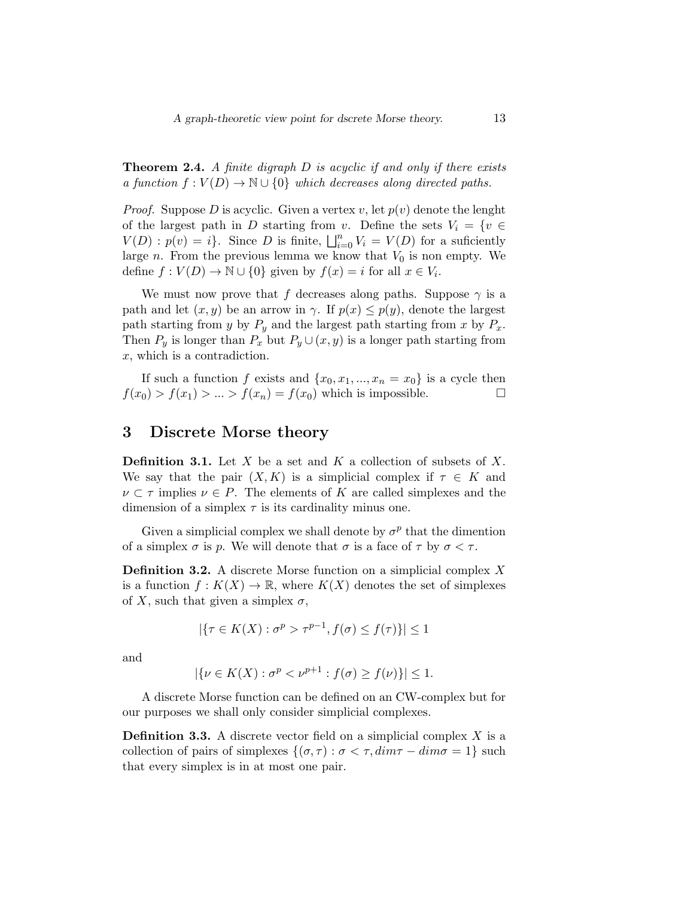**Theorem 2.4.** *A finite digraph $D$ is acyclic if and only if there exists a function $f : V(D) \to \mathbb{N} \cup \{0\}$ which decreases along directed paths.*

*Proof.* Suppose $D$ is acyclic. Given a vertex $v$, let $p(v)$ denote the lenght of the largest path in $D$ starting from $v$. Define the sets $V_i = \{v \in V(D) : p(v) = i\}$. Since $D$ is finite, $\bigsqcup_{i=0}^{n} V_i = V(D)$ for a suficiently large $n$. From the previous lemma we know that $V_0$ is non empty. We define $f : V(D) \to \mathbb{N} \cup \{0\}$ given by $f(x) = i$ for all $x \in V_i$.

We must now prove that $f$ decreases along paths. Suppose $\gamma$ is a path and let $(x, y)$ be an arrow in $\gamma$. If $p(x) \leq p(y)$, denote the largest path starting from $y$ by $P_y$ and the largest path starting from $x$ by $P_x$. Then $P_y$ is longer than $P_x$ but $P_y \cup (x, y)$ is a longer path starting from $x$, which is a contradiction.

If such a function $f$ exists and $\{x_0, x_1, ..., x_n = x_0\}$ is a cycle then $f(x_0) > f(x_1) > ... > f(x_n) = f(x_0)$ which is impossible. $\square$

## 3 Discrete Morse theory

**Definition 3.1.** Let $X$ be a set and $K$ a collection of subsets of $X$. We say that the pair $(X, K)$ is a simplicial complex if $\tau \in K$ and $\nu \subset \tau$ implies $\nu \in P$. The elements of $K$ are called simplexes and the dimension of a simplex $\tau$ is its cardinality minus one.

Given a simplicial complex we shall denote by $\sigma^p$ that the dimention of a simplex $\sigma$ is $p$. We will denote that $\sigma$ is a face of $\tau$ by $\sigma < \tau$.

**Definition 3.2.** A discrete Morse function on a simplicial complex $X$ is a function $f : K(X) \to \mathbb{R}$, where $K(X)$ denotes the set of simplexes of $X$, such that given a simplex $\sigma$,

$$|\{\tau \in K(X) : \sigma^p > \tau^{p-1}, f(\sigma) \leq f(\tau)\}| \leq 1$$

and

$$|\{\nu \in K(X) : \sigma^p < \nu^{p+1} : f(\sigma) \geq f(\nu)\}| \leq 1.$$

A discrete Morse function can be defined on an CW-complex but for our purposes we shall only consider simplicial complexes.

**Definition 3.3.** A discrete vector field on a simplicial complex $X$ is a collection of pairs of simplexes $\{(\sigma, \tau) : \sigma < \tau, dim\tau - dim\sigma = 1\}$ such that every simplex is in at most one pair.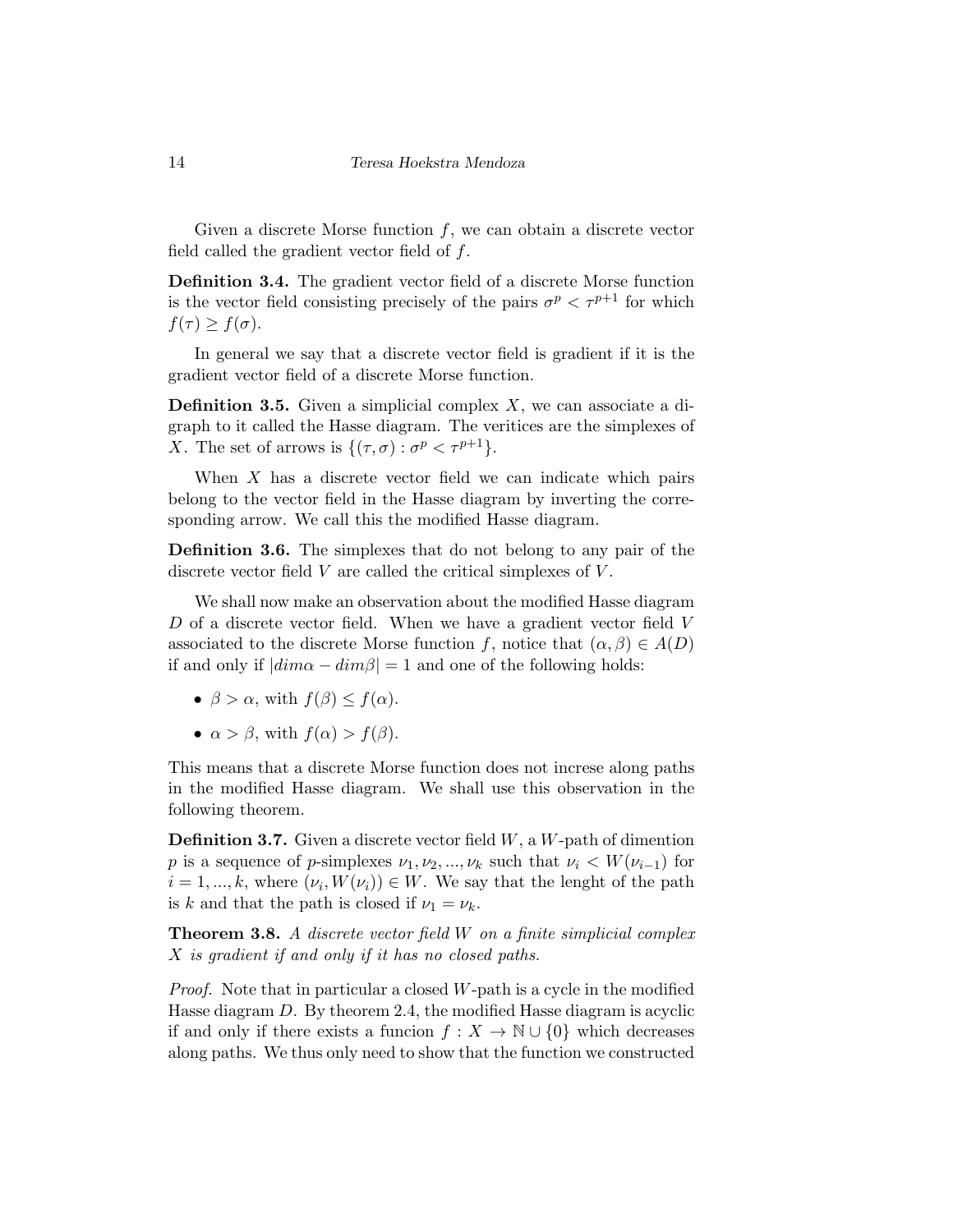Given a discrete Morse function $f$, we can obtain a discrete vector field called the gradient vector field of $f$.

**Definition 3.4.** The gradient vector field of a discrete Morse function is the vector field consisting precisely of the pairs $\sigma^p < \tau^{p+1}$ for which $f(\tau) \geq f(\sigma)$.

In general we say that a discrete vector field is gradient if it is the gradient vector field of a discrete Morse function.

**Definition 3.5.** Given a simplicial complex $X$, we can associate a digraph to it called the Hasse diagram. The veritices are the simplexes of $X$. The set of arrows is $\{(\tau, \sigma) : \sigma^p < \tau^{p+1}\}$.

When $X$ has a discrete vector field we can indicate which pairs belong to the vector field in the Hasse diagram by inverting the corresponding arrow. We call this the modified Hasse diagram.

**Definition 3.6.** The simplexes that do not belong to any pair of the discrete vector field $V$ are called the critical simplexes of $V$.

We shall now make an observation about the modified Hasse diagram $D$ of a discrete vector field. When we have a gradient vector field $V$ associated to the discrete Morse function $f$, notice that $(\alpha, \beta) \in A(D)$ if and only if $|dim\alpha - dim\beta| = 1$ and one of the following holds:

- $\beta > \alpha$, with $f(\beta) \leq f(\alpha)$.
- $\alpha > \beta$, with $f(\alpha) > f(\beta)$.

This means that a discrete Morse function does not increse along paths in the modified Hasse diagram. We shall use this observation in the following theorem.

**Definition 3.7.** Given a discrete vector field $W$, a $W$-path of dimention $p$ is a sequence of $p$-simplexes $\nu_1, \nu_2, ..., \nu_k$ such that $\nu_i < W(\nu_{i-1})$ for $i = 1, ..., k$, where $(\nu_i, W(\nu_i)) \in W$. We say that the lenght of the path is $k$ and that the path is closed if $\nu_1 = \nu_k$.

**Theorem 3.8.** *A discrete vector field $W$ on a finite simplicial complex $X$ is gradient if and only if it has no closed paths.*

*Proof.* Note that in particular a closed $W$-path is a cycle in the modified Hasse diagram $D$. By theorem 2.4, the modified Hasse diagram is acyclic if and only if there exists a funcion $f : X \to \mathbb{N} \cup \{0\}$ which decreases along paths. We thus only need to show that the function we constructed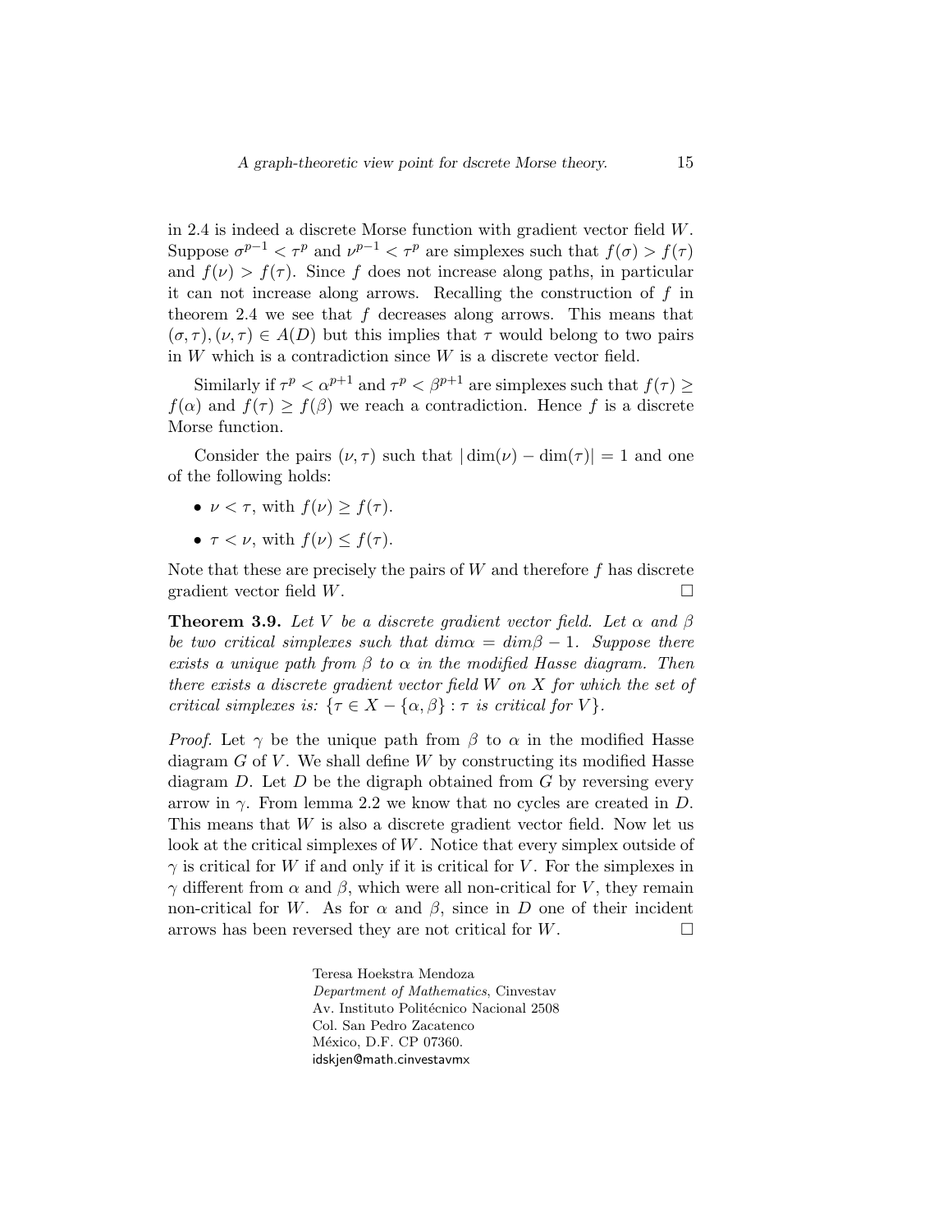in 2.4 is indeed a discrete Morse function with gradient vector field $W$. Suppose $\sigma^{p-1} < \tau^p$ and $\nu^{p-1} < \tau^p$ are simplexes such that $f(\sigma) > f(\tau)$ and $f(\nu) > f(\tau)$. Since $f$ does not increase along paths, in particular it can not increase along arrows. Recalling the construction of $f$ in theorem 2.4 we see that $f$ decreases along arrows. This means that $(\sigma, \tau), (\nu, \tau) \in A(D)$ but this implies that $\tau$ would belong to two pairs in $W$ which is a contradiction since $W$ is a discrete vector field.

Similarly if $\tau^p < \alpha^{p+1}$ and $\tau^p < \beta^{p+1}$ are simplexes such that $f(\tau) \geq f(\alpha)$ and $f(\tau) \geq f(\beta)$ we reach a contradiction. Hence $f$ is a discrete Morse function.

Consider the pairs $(\nu, \tau)$ such that $|\dim(\nu) - \dim(\tau)| = 1$ and one of the following holds:

- $\nu < \tau$, with $f(\nu) \geq f(\tau)$.
- $\tau < \nu$, with $f(\nu) \leq f(\tau)$.

Note that these are precisely the pairs of $W$ and therefore $f$ has discrete gradient vector field $W$. □

**Theorem 3.9.** *Let $V$ be a discrete gradient vector field. Let $\alpha$ and $\beta$ be two critical simplexes such that $dim\alpha = dim\beta - 1$. Suppose there exists a unique path from $\beta$ to $\alpha$ in the modified Hasse diagram. Then there exists a discrete gradient vector field $W$ on $X$ for which the set of critical simplexes is: $\{\tau \in X - \{\alpha, \beta\} : \tau$ is critical for $V\}$.*

*Proof.* Let $\gamma$ be the unique path from $\beta$ to $\alpha$ in the modified Hasse diagram $G$ of $V$. We shall define $W$ by constructing its modified Hasse diagram $D$. Let $D$ be the digraph obtained from $G$ by reversing every arrow in $\gamma$. From lemma 2.2 we know that no cycles are created in $D$. This means that $W$ is also a discrete gradient vector field. Now let us look at the critical simplexes of $W$. Notice that every simplex outside of $\gamma$ is critical for $W$ if and only if it is critical for $V$. For the simplexes in $\gamma$ different from $\alpha$ and $\beta$, which were all non-critical for $V$, they remain non-critical for $W$. As for $\alpha$ and $\beta$, since in $D$ one of their incident arrows has been reversed they are not critical for $W$. □

Teresa Hoekstra Mendoza
*Department of Mathematics*, Cinvestav
Av. Instituto Politécnico Nacional 2508
Col. San Pedro Zacatenco
México, D.F. CP 07360.
idskjen@math.cinvestavmx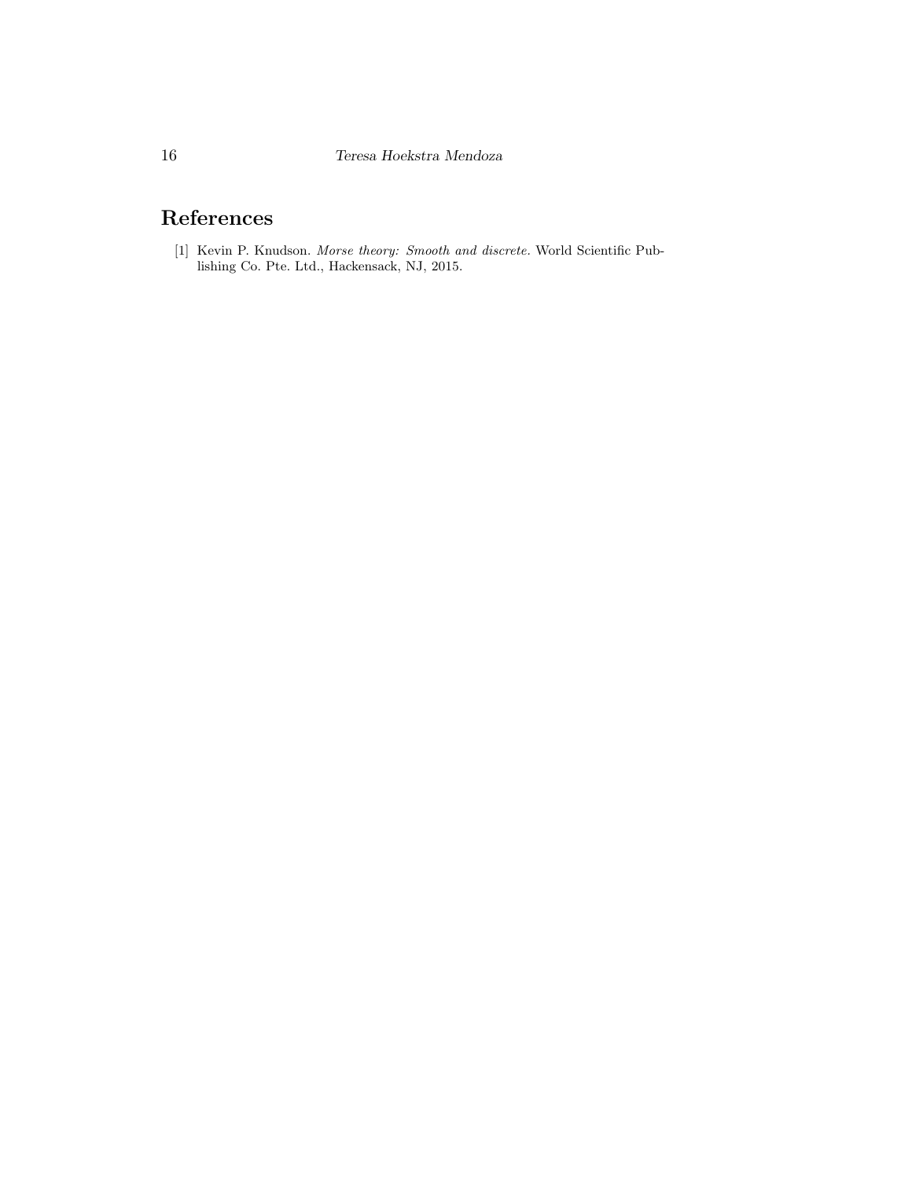# References

[1] Kevin P. Knudson. *Morse theory: Smooth and discrete.* World Scientific Publishing Co. Pte. Ltd., Hackensack, NJ, 2015.